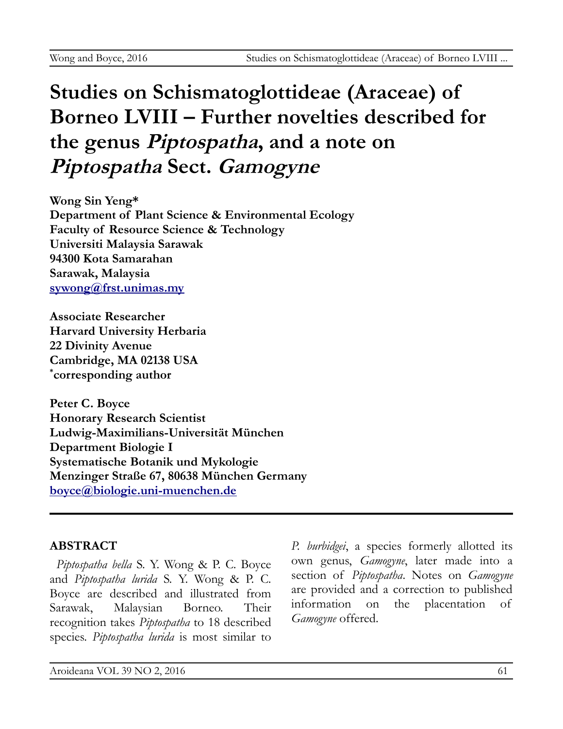# Studies on Schismatoglottideae (Araceae) of Borneo LVIII – Further novelties described for the genus *Piptospatha*, and a note on *Piptospatha* Sect. *Gamogyne*

**Wong Sin Yeng***
**Department of Plant Science & Environmental Ecology**
**Faculty of Resource Science & Technology**
**Universiti Malaysia Sarawak**
**94300 Kota Samarahan**
**Sarawak, Malaysia**
**sywong@frst.unimas.my**

**Associate Researcher**
**Harvard University Herbaria**
**22 Divinity Avenue**
**Cambridge, MA 02138 USA**
**\*corresponding author**

**Peter C. Boyce**
**Honorary Research Scientist**
**Ludwig-Maximilians-Universität München**
**Department Biologie I**
**Systematische Botanik und Mykologie**
**Menzinger Straße 67, 80638 München Germany**
**boyce@biologie.uni-muenchen.de**

## ABSTRACT

*Piptospatha bella* S. Y. Wong & P. C. Boyce and *Piptospatha lurida* S. Y. Wong & P. C. Boyce are described and illustrated from Sarawak, Malaysian Borneo. Their recognition takes *Piptospatha* to 18 described species. *Piptospatha lurida* is most similar to *P. burbidgei*, a species formerly allotted its own genus, *Gamogyne*, later made into a section of *Piptospatha*. Notes on *Gamogyne* are provided and a correction to published information on the placentation of *Gamogyne* offered.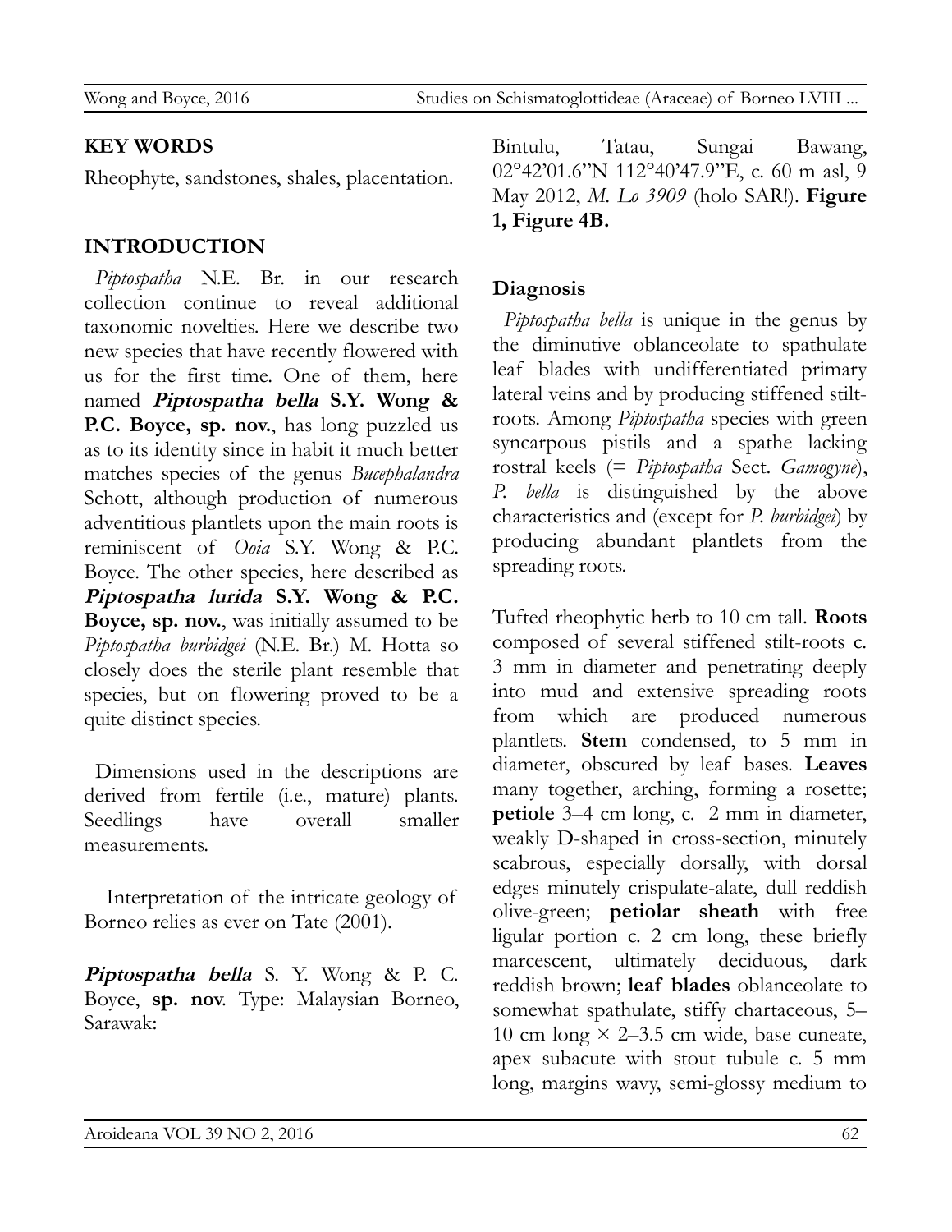## KEY WORDS

Rheophyte, sandstones, shales, placentation.

## INTRODUCTION

*Piptospatha* N.E. Br. in our research collection continue to reveal additional taxonomic novelties. Here we describe two new species that have recently flowered with us for the first time. One of them, here named ***Piptospatha bella* S.Y. Wong & P.C. Boyce, sp. nov.**, has long puzzled us as to its identity since in habit it much better matches species of the genus *Bucephalandra* Schott, although production of numerous adventitious plantlets upon the main roots is reminiscent of *Ooia* S.Y. Wong & P.C. Boyce. The other species, here described as ***Piptospatha lurida* S.Y. Wong & P.C. Boyce, sp. nov.**, was initially assumed to be *Piptospatha burbidgei* (N.E. Br.) M. Hotta so closely does the sterile plant resemble that species, but on flowering proved to be a quite distinct species.

Dimensions used in the descriptions are derived from fertile (i.e., mature) plants. Seedlings have overall smaller measurements.

Interpretation of the intricate geology of Borneo relies as ever on Tate (2001).

***Piptospatha bella*** S. Y. Wong & P. C. Boyce, **sp. nov**. Type: Malaysian Borneo, Sarawak: Bintulu, Tatau, Sungai Bawang, 02°42'01.6"N 112°40'47.9"E, c. 60 m asl, 9 May 2012, *M. Lo 3909* (holo SAR!). **Figure 1, Figure 4B.**

### Diagnosis

*Piptospatha bella* is unique in the genus by the diminutive oblanceolate to spathulate leaf blades with undifferentiated primary lateral veins and by producing stiffened stilt-roots. Among *Piptospatha* species with green syncarpous pistils and a spathe lacking rostral keels (= *Piptospatha* Sect. *Gamogyne*), *P. bella* is distinguished by the above characteristics and (except for *P. burbidgei*) by producing abundant plantlets from the spreading roots.

Tufted rheophytic herb to 10 cm tall. **Roots** composed of several stiffened stilt-roots c. 3 mm in diameter and penetrating deeply into mud and extensive spreading roots from which are produced numerous plantlets. **Stem** condensed, to 5 mm in diameter, obscured by leaf bases. **Leaves** many together, arching, forming a rosette; **petiole** 3–4 cm long, c. 2 mm in diameter, weakly D-shaped in cross-section, minutely scabrous, especially dorsally, with dorsal edges minutely crispulate-alate, dull reddish olive-green; **petiolar sheath** with free ligular portion c. 2 cm long, these briefly marcescent, ultimately deciduous, dark reddish brown; **leaf blades** oblanceolate to somewhat spathulate, stiffy chartaceous, 5–10 cm long × 2–3.5 cm wide, base cuneate, apex subacute with stout tubule c. 5 mm long, margins wavy, semi-glossy medium to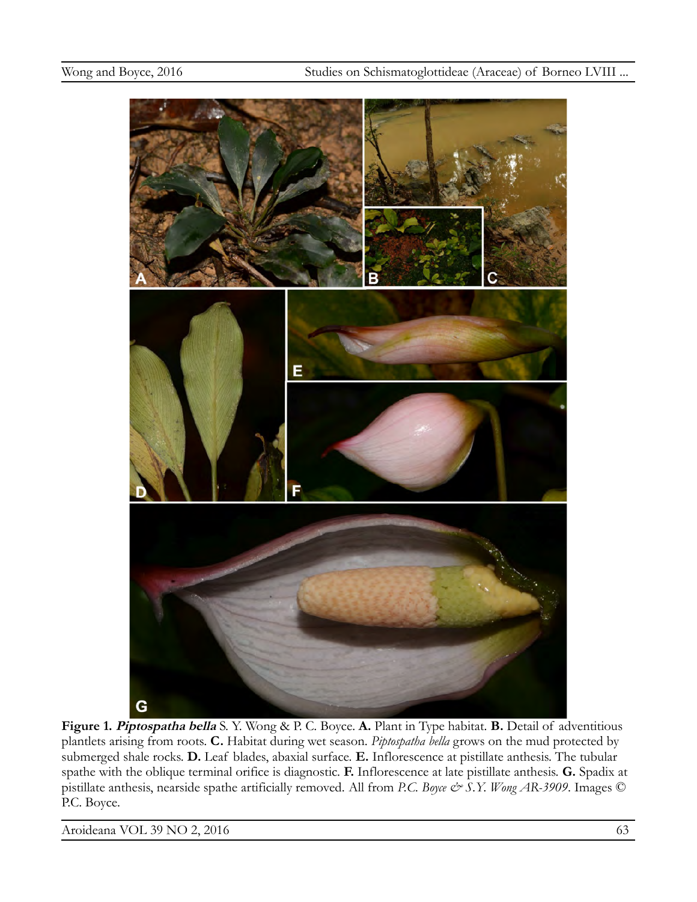**Figure 1.** ***Piptospatha bella*** S. Y. Wong & P. C. Boyce. **A.** Plant in Type habitat. **B.** Detail of adventitious plantlets arising from roots. **C.** Habitat during wet season. *Piptospatha bella* grows on the mud protected by submerged shale rocks. **D.** Leaf blades, abaxial surface. **E.** Inflorescence at pistillate anthesis. The tubular spathe with the oblique terminal orifice is diagnostic. **F.** Inflorescence at late pistillate anthesis. **G.** Spadix at pistillate anthesis, nearside spathe artificially removed. All from *P.C. Boyce & S.Y. Wong AR-3909*. Images © P.C. Boyce.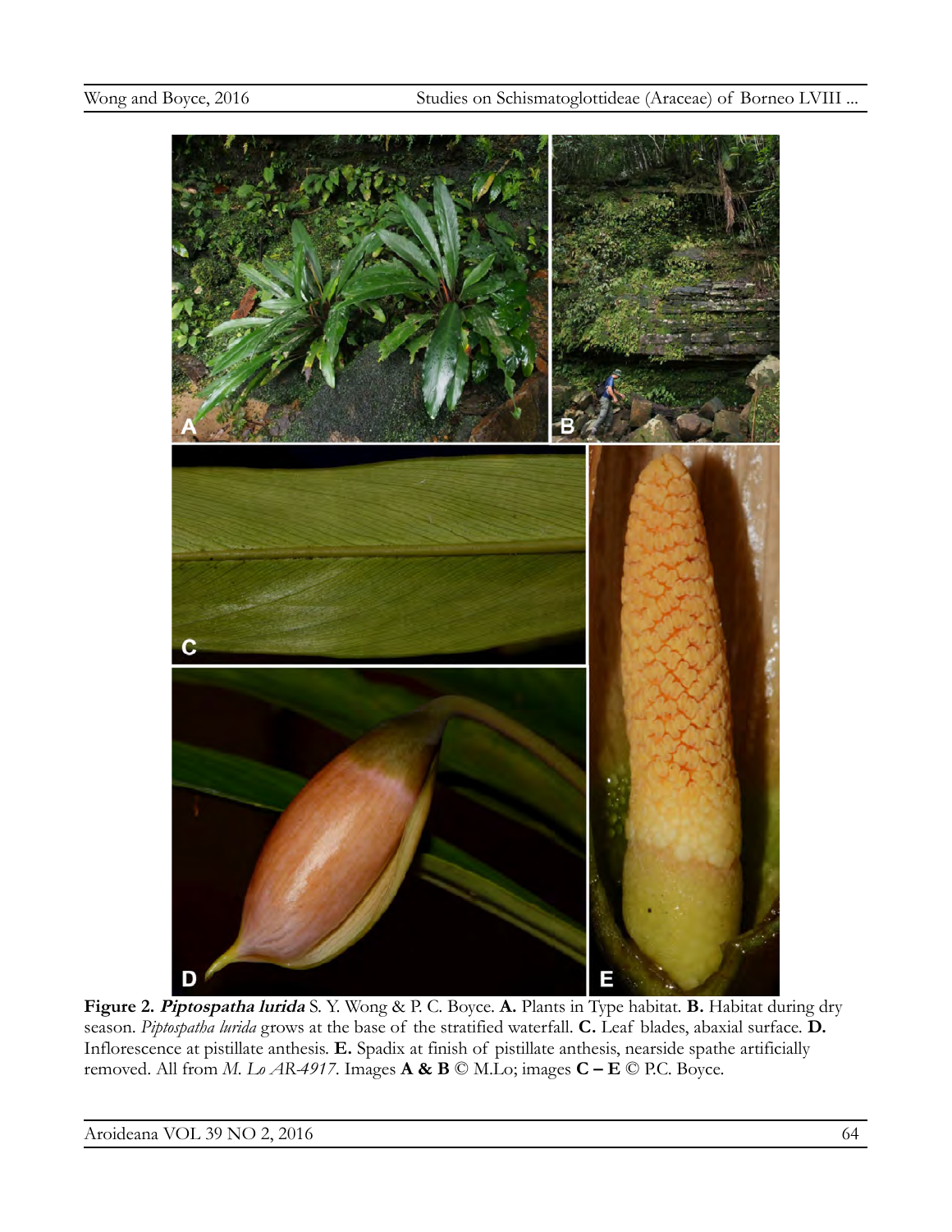**Figure 2. *Piptospatha lurida*** S. Y. Wong & P. C. Boyce. **A.** Plants in Type habitat. **B.** Habitat during dry season. *Piptospatha lurida* grows at the base of the stratified waterfall. **C.** Leaf blades, abaxial surface. **D.** Inflorescence at pistillate anthesis. **E.** Spadix at finish of pistillate anthesis, nearside spathe artificially removed. All from *M. Lo AR-4917*. Images **A & B** © M.Lo; images **C – E** © P.C. Boyce.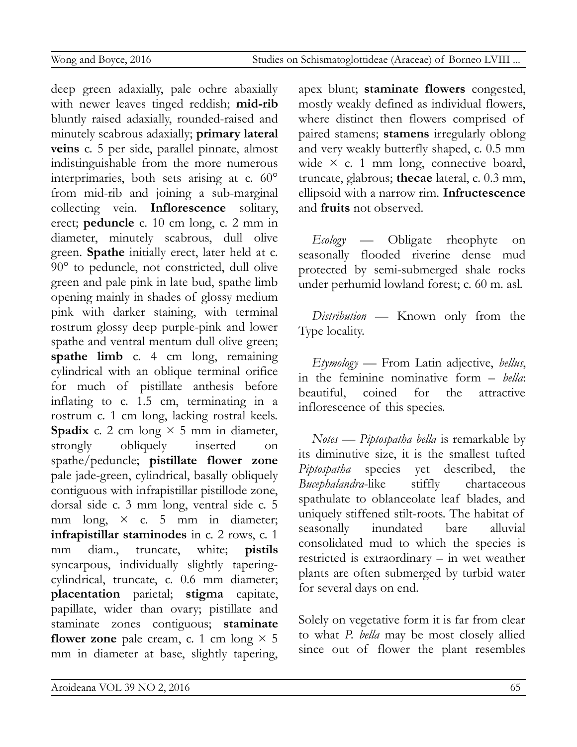deep green adaxially, pale ochre abaxially with newer leaves tinged reddish; **mid-rib** bluntly raised adaxially, rounded-raised and minutely scabrous adaxially; **primary lateral veins** c. 5 per side, parallel pinnate, almost indistinguishable from the more numerous interprimaries, both sets arising at c. 60° from mid-rib and joining a sub-marginal collecting vein. **Inflorescence** solitary, erect; **peduncle** c. 10 cm long, c. 2 mm in diameter, minutely scabrous, dull olive green. **Spathe** initially erect, later held at c. 90° to peduncle, not constricted, dull olive green and pale pink in late bud, spathe limb opening mainly in shades of glossy medium pink with darker staining, with terminal rostrum glossy deep purple-pink and lower spathe and ventral mentum dull olive green; **spathe limb** c. 4 cm long, remaining cylindrical with an oblique terminal orifice for much of pistillate anthesis before inflating to c. 1.5 cm, terminating in a rostrum c. 1 cm long, lacking rostral keels. **Spadix** c. 2 cm long × 5 mm in diameter, strongly obliquely inserted on spathe/peduncle; **pistillate flower zone** pale jade-green, cylindrical, basally obliquely contiguous with infrapistillar pistillode zone, dorsal side c. 3 mm long, ventral side c. 5 mm long, × c. 5 mm in diameter; **infrapistillar staminodes** in c. 2 rows, c. 1 mm diam., truncate, white; **pistils** syncarpous, individually slightly tapering-cylindrical, truncate, c. 0.6 mm diameter; **placentation** parietal; **stigma** capitate, papillate, wider than ovary; pistillate and staminate zones contiguous; **staminate flower zone** pale cream, c. 1 cm long × 5 mm in diameter at base, slightly tapering, apex blunt; **staminate flowers** congested, mostly weakly defined as individual flowers, where distinct then flowers comprised of paired stamens; **stamens** irregularly oblong and very weakly butterfly shaped, c. 0.5 mm wide × c. 1 mm long, connective board, truncate, glabrous; **thecae** lateral, c. 0.3 mm, ellipsoid with a narrow rim. **Infructescence** and **fruits** not observed.

*Ecology* — Obligate rheophyte on seasonally flooded riverine dense mud protected by semi-submerged shale rocks under perhumid lowland forest; c. 60 m. asl.

*Distribution* — Known only from the Type locality.

*Etymology* — From Latin adjective, *bellus*, in the feminine nominative form – *bella*: beautiful, coined for the attractive inflorescence of this species.

*Notes* — *Piptospatha bella* is remarkable by its diminutive size, it is the smallest tufted *Piptospatha* species yet described, the *Bucephalandra*-like stiffly chartaceous spathulate to oblanceolate leaf blades, and uniquely stiffened stilt-roots. The habitat of seasonally inundated bare alluvial consolidated mud to which the species is restricted is extraordinary – in wet weather plants are often submerged by turbid water for several days on end.

Solely on vegetative form it is far from clear to what *P. bella* may be most closely allied since out of flower the plant resembles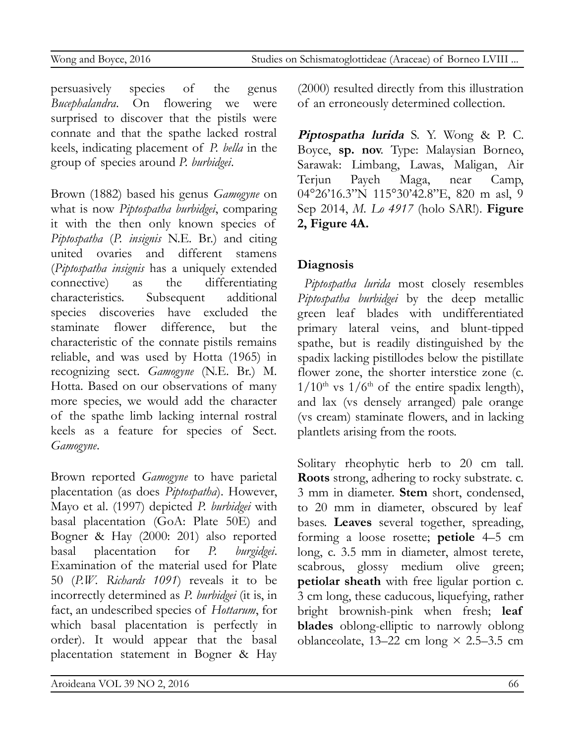persuasively species of the genus *Bucephalandra*. On flowering we were surprised to discover that the pistils were connate and that the spathe lacked rostral keels, indicating placement of *P. bella* in the group of species around *P. burbidgei*.

Brown (1882) based his genus *Gamogyne* on what is now *Piptospatha burbidgei*, comparing it with the then only known species of *Piptospatha* (*P. insignis* N.E. Br.) and citing united ovaries and different stamens (*Piptospatha insignis* has a uniquely extended connective) as the differentiating characteristics. Subsequent additional species discoveries have excluded the staminate flower difference, but the characteristic of the connate pistils remains reliable, and was used by Hotta (1965) in recognizing sect. *Gamogyne* (N.E. Br.) M. Hotta. Based on our observations of many more species, we would add the character of the spathe limb lacking internal rostral keels as a feature for species of Sect. *Gamogyne*.

Brown reported *Gamogyne* to have parietal placentation (as does *Piptospatha*). However, Mayo et al. (1997) depicted *P. burbidgei* with basal placentation (GoA: Plate 50E) and Bogner & Hay (2000: 201) also reported basal placentation for *P. burgidgei*. Examination of the material used for Plate 50 (*P.W. Richards 1091*) reveals it to be incorrectly determined as *P. burbidgei* (it is, in fact, an undescribed species of *Hottarum*, for which basal placentation is perfectly in order). It would appear that the basal placentation statement in Bogner & Hay (2000) resulted directly from this illustration of an erroneously determined collection.

***Piptospatha lurida*** S. Y. Wong & P. C. Boyce, **sp. nov**. Type: Malaysian Borneo, Sarawak: Limbang, Lawas, Maligan, Air Terjun Payeh Maga, near Camp, 04°26'16.3"N 115°30'42.8"E, 820 m asl, 9 Sep 2014, *M. Lo 4917* (holo SAR!). **Figure 2, Figure 4A.**

## Diagnosis

*Piptospatha lurida* most closely resembles *Piptospatha burbidgei* by the deep metallic green leaf blades with undifferentiated primary lateral veins, and blunt-tipped spathe, but is readily distinguished by the spadix lacking pistillodes below the pistillate flower zone, the shorter interstice zone (c. $1/10^{th}$ vs $1/6^{th}$ of the entire spadix length), and lax (vs densely arranged) pale orange (vs cream) staminate flowers, and in lacking plantlets arising from the roots.

Solitary rheophytic herb to 20 cm tall. **Roots** strong, adhering to rocky substrate. c. 3 mm in diameter. **Stem** short, condensed, to 20 mm in diameter, obscured by leaf bases. **Leaves** several together, spreading, forming a loose rosette; **petiole** 4–5 cm long, c. 3.5 mm in diameter, almost terete, scabrous, glossy medium olive green; **petiolar sheath** with free ligular portion c. 3 cm long, these caducous, liquefying, rather bright brownish-pink when fresh; **leaf blades** oblong-elliptic to narrowly oblong oblanceolate, 13–22 cm long × 2.5–3.5 cm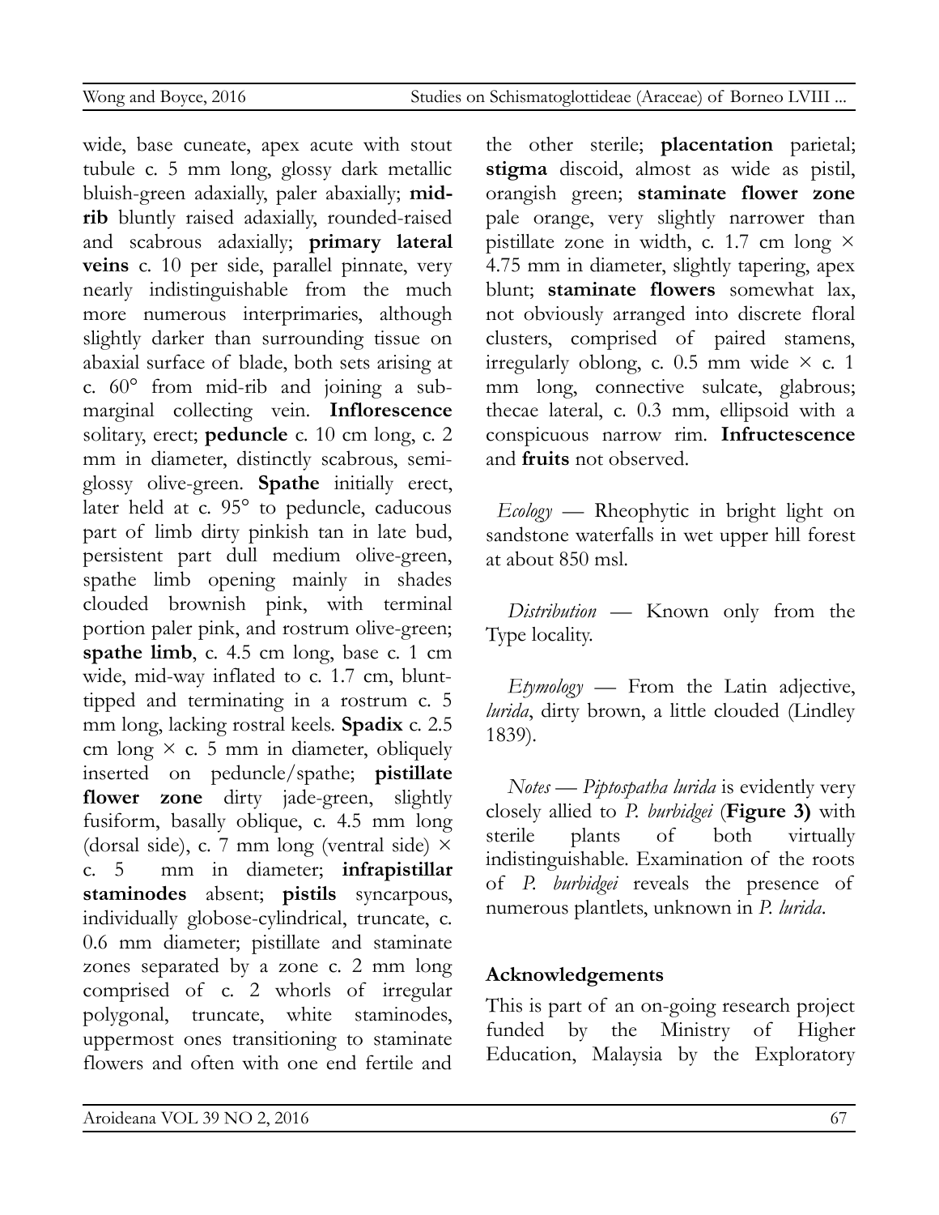wide, base cuneate, apex acute with stout tubule c. 5 mm long, glossy dark metallic bluish-green adaxially, paler abaxially; **mid-rib** bluntly raised adaxially, rounded-raised and scabrous adaxially; **primary lateral veins** c. 10 per side, parallel pinnate, very nearly indistinguishable from the much more numerous interprimaries, although slightly darker than surrounding tissue on abaxial surface of blade, both sets arising at c. 60° from mid-rib and joining a sub-marginal collecting vein. **Inflorescence** solitary, erect; **peduncle** c. 10 cm long, c. 2 mm in diameter, distinctly scabrous, semi-glossy olive-green. **Spathe** initially erect, later held at c. 95° to peduncle, caducous part of limb dirty pinkish tan in late bud, persistent part dull medium olive-green, spathe limb opening mainly in shades clouded brownish pink, with terminal portion paler pink, and rostrum olive-green; **spathe limb**, c. 4.5 cm long, base c. 1 cm wide, mid-way inflated to c. 1.7 cm, blunt-tipped and terminating in a rostrum c. 5 mm long, lacking rostral keels. **Spadix** c. 2.5 cm long × c. 5 mm in diameter, obliquely inserted on peduncle/spathe; **pistillate flower zone** dirty jade-green, slightly fusiform, basally oblique, c. 4.5 mm long (dorsal side), c. 7 mm long (ventral side) × c. 5 mm in diameter; **infrapistillar staminodes** absent; **pistils** syncarpous, individually globose-cylindrical, truncate, c. 0.6 mm diameter; pistillate and staminate zones separated by a zone c. 2 mm long comprised of c. 2 whorls of irregular polygonal, truncate, white staminodes, uppermost ones transitioning to staminate flowers and often with one end fertile and the other sterile; **placentation** parietal; **stigma** discoid, almost as wide as pistil, orangish green; **staminate flower zone** pale orange, very slightly narrower than pistillate zone in width, c. 1.7 cm long × 4.75 mm in diameter, slightly tapering, apex blunt; **staminate flowers** somewhat lax, not obviously arranged into discrete floral clusters, comprised of paired stamens, irregularly oblong, c. 0.5 mm wide × c. 1 mm long, connective sulcate, glabrous; thecae lateral, c. 0.3 mm, ellipsoid with a conspicuous narrow rim. **Infructescence** and **fruits** not observed.

*Ecology* — Rheophytic in bright light on sandstone waterfalls in wet upper hill forest at about 850 msl.

*Distribution* — Known only from the Type locality.

*Etymology* — From the Latin adjective, *lurida*, dirty brown, a little clouded (Lindley 1839).

*Notes* — *Piptospatha lurida* is evidently very closely allied to *P. burbidgei* (**Figure 3)** with sterile plants of both virtually indistinguishable. Examination of the roots of *P. burbidgei* reveals the presence of numerous plantlets, unknown in *P. lurida*.

## Acknowledgements

This is part of an on-going research project funded by the Ministry of Higher Education, Malaysia by the Exploratory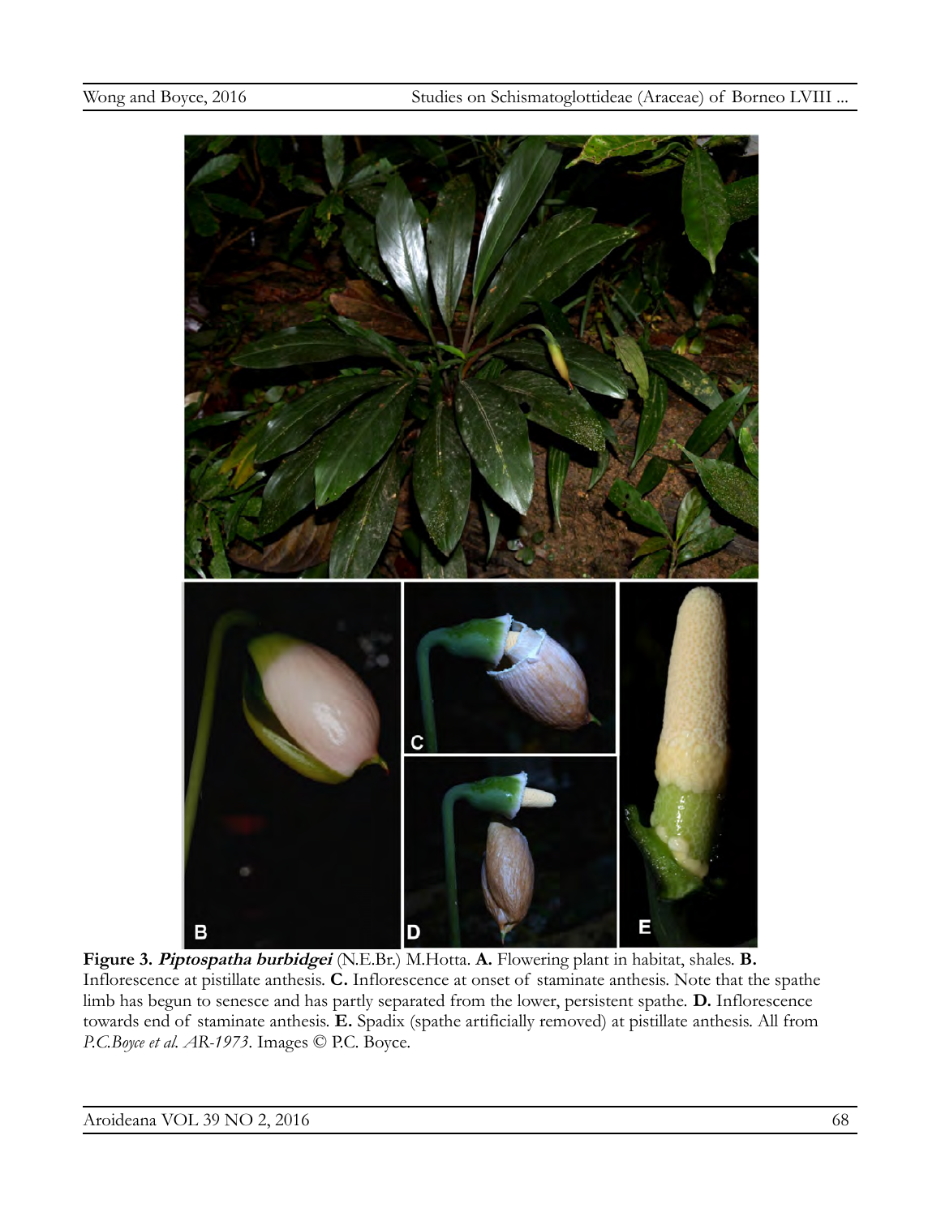**Figure 3. *Piptospatha burbidgei*** (N.E.Br.) M.Hotta. **A.** Flowering plant in habitat, shales. **B.** Inflorescence at pistillate anthesis. **C.** Inflorescence at onset of staminate anthesis. Note that the spathe limb has begun to senesce and has partly separated from the lower, persistent spathe. **D.** Inflorescence towards end of staminate anthesis. **E.** Spadix (spathe artificially removed) at pistillate anthesis. All from *P.C.Boyce et al. AR-1973*. Images © P.C. Boyce.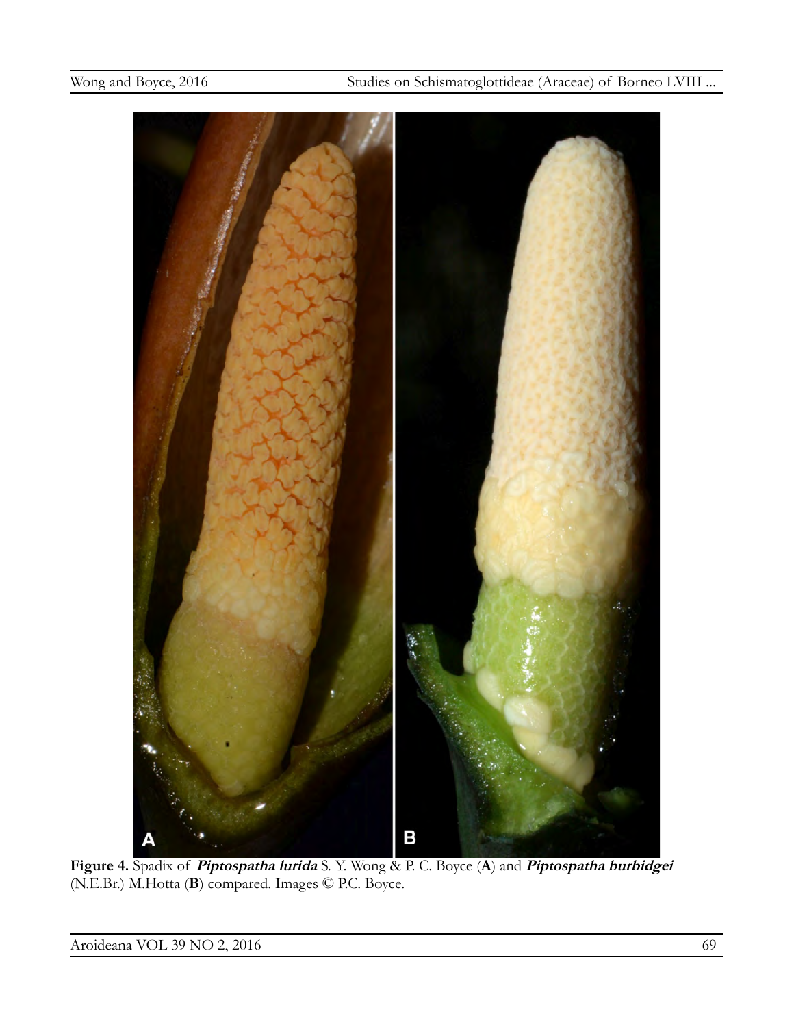**Figure 4.** Spadix of ***Piptospatha lurida*** S. Y. Wong & P. C. Boyce (**A**) and ***Piptospatha burbidgei*** (N.E.Br.) M.Hotta (**B**) compared. Images © P.C. Boyce.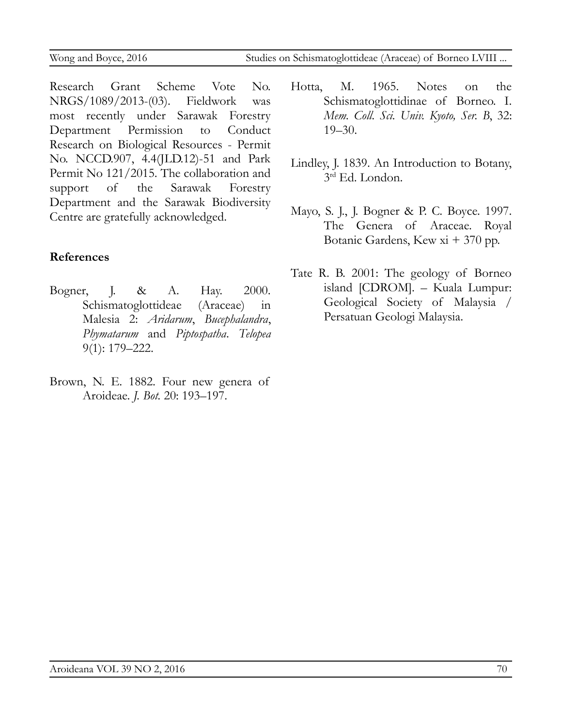Research Grant Scheme Vote No. NRGS/1089/2013-(03). Fieldwork was most recently under Sarawak Forestry Department Permission to Conduct Research on Biological Resources - Permit No. NCCD.907, 4.4(JLD.12)-51 and Park Permit No 121/2015. The collaboration and support of the Sarawak Forestry Department and the Sarawak Biodiversity Centre are gratefully acknowledged.

## References

Bogner, J. & A. Hay. 2000. Schismatoglottideae (Araceae) in Malesia 2: *Aridarum*, *Bucephalandra*, *Phymatarum* and *Piptospatha*. *Telopea* 9(1): 179–222.

Brown, N. E. 1882. Four new genera of Aroideae. *J. Bot.* 20: 193–197.

Hotta, M. 1965. Notes on the Schismatoglottidinae of Borneo. I. *Mem. Coll. Sci. Univ. Kyoto, Ser. B*, 32: 19–30.

Lindley, J. 1839. An Introduction to Botany, 3rd Ed. London.

Mayo, S. J., J. Bogner & P. C. Boyce. 1997. The Genera of Araceae. Royal Botanic Gardens, Kew xi + 370 pp.

Tate R. B. 2001: The geology of Borneo island [CDROM]. – Kuala Lumpur: Geological Society of Malaysia / Persatuan Geologi Malaysia.